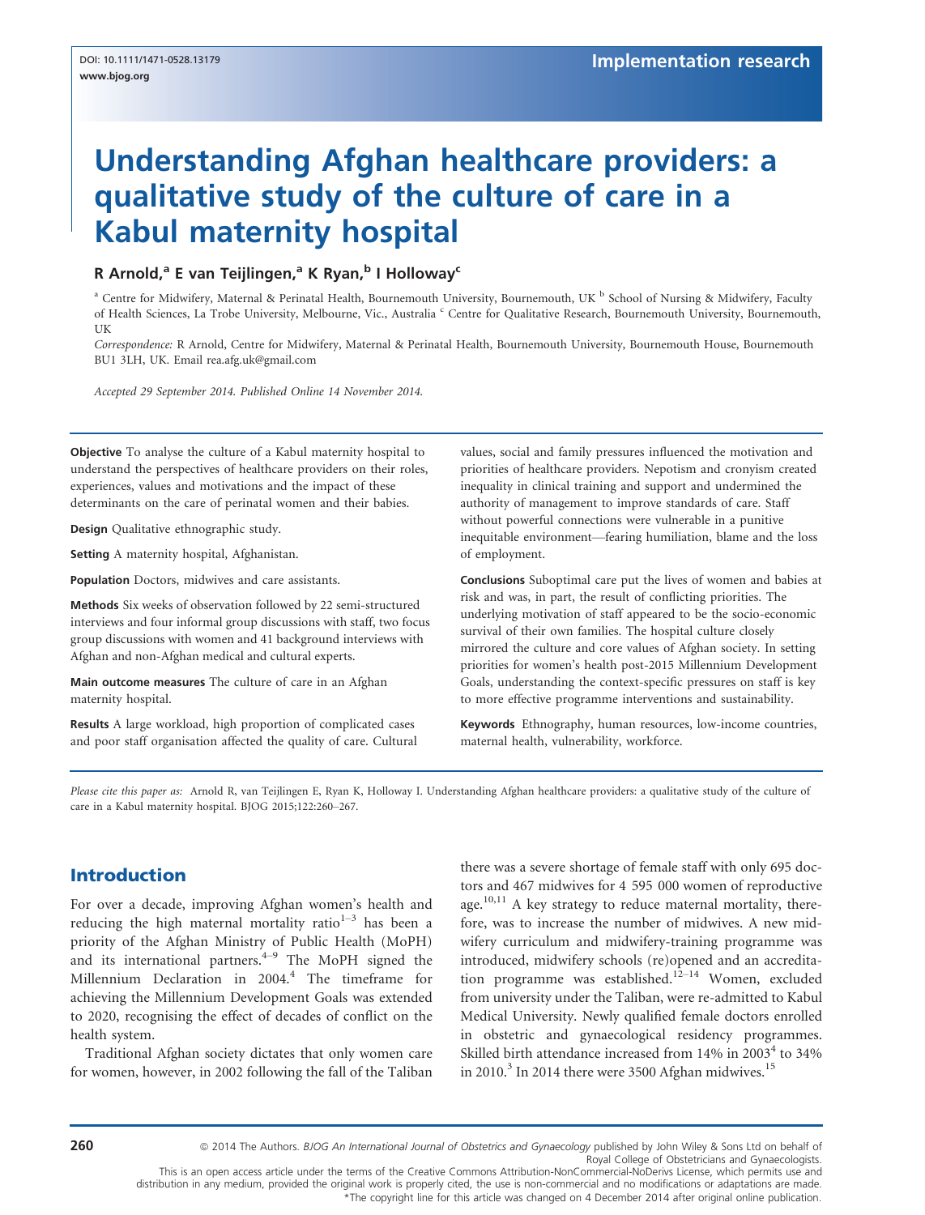DOI: 10.1111/1471-0528.13179
www.bjog.org

Implementation research

# Understanding Afghan healthcare providers: a qualitative study of the culture of care in a Kabul maternity hospital

**R Arnold,[a] E van Teijlingen,[a] K Ryan,[b] I Holloway[c]**

[a] Centre for Midwifery, Maternal & Perinatal Health, Bournemouth University, Bournemouth, UK [b] School of Nursing & Midwifery, Faculty of Health Sciences, La Trobe University, Melbourne, Vic., Australia [c] Centre for Qualitative Research, Bournemouth University, Bournemouth, UK

*Correspondence:* R Arnold, Centre for Midwifery, Maternal & Perinatal Health, Bournemouth University, Bournemouth House, Bournemouth BU1 3LH, UK. Email rea.afg.uk@gmail.com

*Accepted 29 September 2014. Published Online 14 November 2014.*

**Objective** To analyse the culture of a Kabul maternity hospital to understand the perspectives of healthcare providers on their roles, experiences, values and motivations and the impact of these determinants on the care of perinatal women and their babies.

**Design** Qualitative ethnographic study.

**Setting** A maternity hospital, Afghanistan.

**Population** Doctors, midwives and care assistants.

**Methods** Six weeks of observation followed by 22 semi-structured interviews and four informal group discussions with staff, two focus group discussions with women and 41 background interviews with Afghan and non-Afghan medical and cultural experts.

**Main outcome measures** The culture of care in an Afghan maternity hospital.

**Results** A large workload, high proportion of complicated cases and poor staff organisation affected the quality of care. Cultural values, social and family pressures influenced the motivation and priorities of healthcare providers. Nepotism and cronyism created inequality in clinical training and support and undermined the authority of management to improve standards of care. Staff without powerful connections were vulnerable in a punitive inequitable environment—fearing humiliation, blame and the loss of employment.

**Conclusions** Suboptimal care put the lives of women and babies at risk and was, in part, the result of conflicting priorities. The underlying motivation of staff appeared to be the socio-economic survival of their own families. The hospital culture closely mirrored the culture and core values of Afghan society. In setting priorities for women's health post-2015 Millennium Development Goals, understanding the context-specific pressures on staff is key to more effective programme interventions and sustainability.

**Keywords** Ethnography, human resources, low-income countries, maternal health, vulnerability, workforce.

*Please cite this paper as:* Arnold R, van Teijlingen E, Ryan K, Holloway I. Understanding Afghan healthcare providers: a qualitative study of the culture of care in a Kabul maternity hospital. BJOG 2015;122:260–267.

## Introduction

For over a decade, improving Afghan women's health and reducing the high maternal mortality ratio[1–3] has been a priority of the Afghan Ministry of Public Health (MoPH) and its international partners.[4–9] The MoPH signed the Millennium Declaration in 2004.[4] The timeframe for achieving the Millennium Development Goals was extended to 2020, recognising the effect of decades of conflict on the health system.

Traditional Afghan society dictates that only women care for women, however, in 2002 following the fall of the Taliban there was a severe shortage of female staff with only 695 doctors and 467 midwives for 4 595 000 women of reproductive age.[10,11] A key strategy to reduce maternal mortality, therefore, was to increase the number of midwives. A new midwifery curriculum and midwifery-training programme was introduced, midwifery schools (re)opened and an accreditation programme was established.[12–14] Women, excluded from university under the Taliban, were re-admitted to Kabul Medical University. Newly qualified female doctors enrolled in obstetric and gynaecological residency programmes. Skilled birth attendance increased from 14% in 2003[4] to 34% in 2010.[3] In 2014 there were 3500 Afghan midwives.[15]

© 2014 The Authors. *BJOG An International Journal of Obstetrics and Gynaecology* published by John Wiley & Sons Ltd on behalf of Royal College of Obstetricians and Gynaecologists.
This is an open access article under the terms of the Creative Commons Attribution-NonCommercial-NoDerivs License, which permits use and distribution in any medium, provided the original work is properly cited, the use is non-commercial and no modifications or adaptations are made.
*The copyright line for this article was changed on 4 December 2014 after original online publication.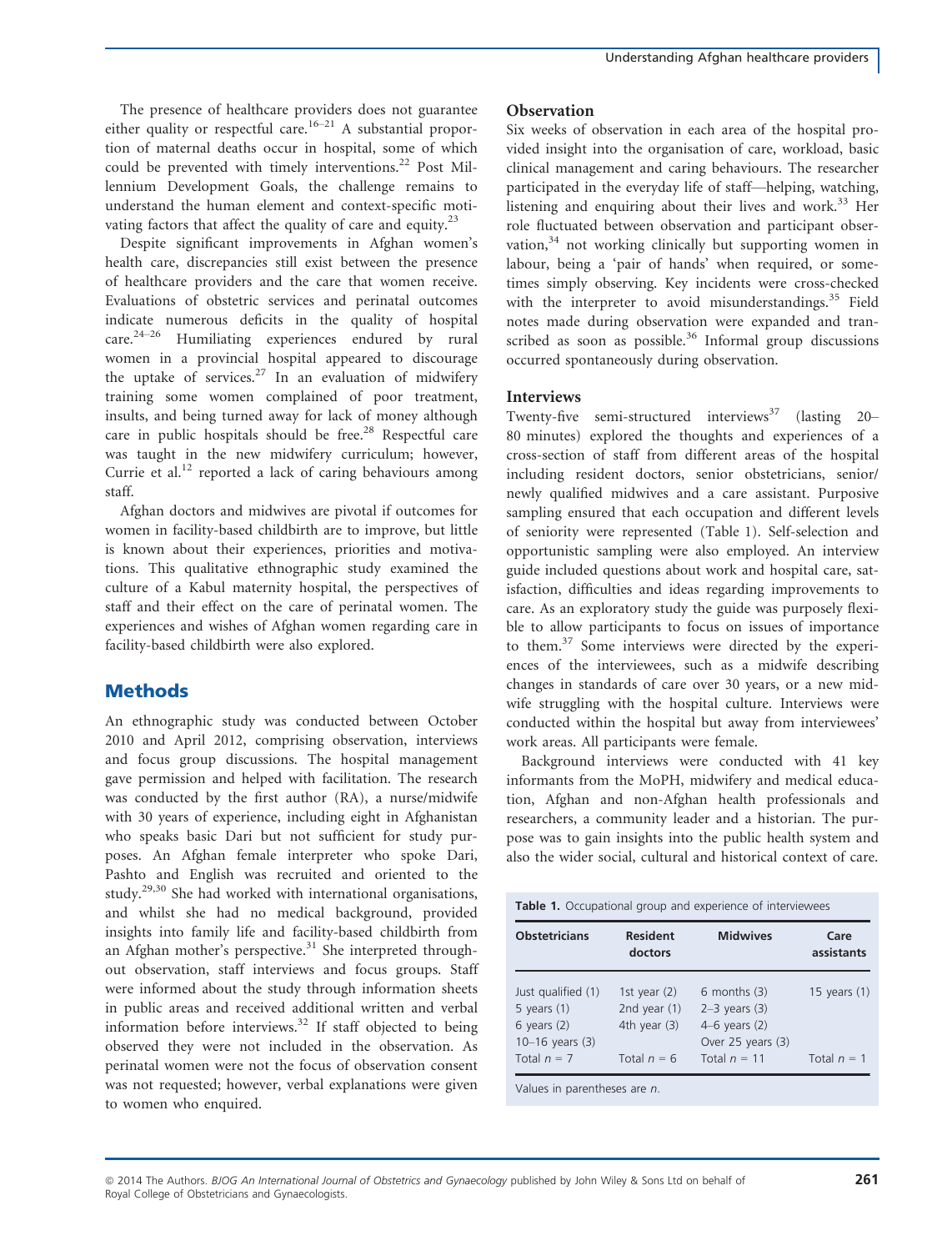The presence of healthcare providers does not guarantee either quality or respectful care.[16–21] A substantial proportion of maternal deaths occur in hospital, some of which could be prevented with timely interventions.[22] Post Millennium Development Goals, the challenge remains to understand the human element and context-specific motivating factors that affect the quality of care and equity.[23]

Despite significant improvements in Afghan women's health care, discrepancies still exist between the presence of healthcare providers and the care that women receive. Evaluations of obstetric services and perinatal outcomes indicate numerous deficits in the quality of hospital care.[24–26] Humiliating experiences endured by rural women in a provincial hospital appeared to discourage the uptake of services.[27] In an evaluation of midwifery training some women complained of poor treatment, insults, and being turned away for lack of money although care in public hospitals should be free.[28] Respectful care was taught in the new midwifery curriculum; however, Currie et al.[12] reported a lack of caring behaviours among staff.

Afghan doctors and midwives are pivotal if outcomes for women in facility-based childbirth are to improve, but little is known about their experiences, priorities and motivations. This qualitative ethnographic study examined the culture of a Kabul maternity hospital, the perspectives of staff and their effect on the care of perinatal women. The experiences and wishes of Afghan women regarding care in facility-based childbirth were also explored.

## Methods

An ethnographic study was conducted between October 2010 and April 2012, comprising observation, interviews and focus group discussions. The hospital management gave permission and helped with facilitation. The research was conducted by the first author (RA), a nurse/midwife with 30 years of experience, including eight in Afghanistan who speaks basic Dari but not sufficient for study purposes. An Afghan female interpreter who spoke Dari, Pashto and English was recruited and oriented to the study.[29,30] She had worked with international organisations, and whilst she had no medical background, provided insights into family life and facility-based childbirth from an Afghan mother's perspective.[31] She interpreted throughout observation, staff interviews and focus groups. Staff were informed about the study through information sheets in public areas and received additional written and verbal information before interviews.[32] If staff objected to being observed they were not included in the observation. As perinatal women were not the focus of observation consent was not requested; however, verbal explanations were given to women who enquired.

### Observation

Six weeks of observation in each area of the hospital provided insight into the organisation of care, workload, basic clinical management and caring behaviours. The researcher participated in the everyday life of staff—helping, watching, listening and enquiring about their lives and work.[33] Her role fluctuated between observation and participant observation,[34] not working clinically but supporting women in labour, being a 'pair of hands' when required, or sometimes simply observing. Key incidents were cross-checked with the interpreter to avoid misunderstandings.[35] Field notes made during observation were expanded and transcribed as soon as possible.[36] Informal group discussions occurred spontaneously during observation.

### Interviews

Twenty-five semi-structured interviews[37] (lasting 20–80 minutes) explored the thoughts and experiences of a cross-section of staff from different areas of the hospital including resident doctors, senior obstetricians, senior/newly qualified midwives and a care assistant. Purposive sampling ensured that each occupation and different levels of seniority were represented (Table 1). Self-selection and opportunistic sampling were also employed. An interview guide included questions about work and hospital care, satisfaction, difficulties and ideas regarding improvements to care. As an exploratory study the guide was purposely flexible to allow participants to focus on issues of importance to them.[37] Some interviews were directed by the experiences of the interviewees, such as a midwife describing changes in standards of care over 30 years, or a new midwife struggling with the hospital culture. Interviews were conducted within the hospital but away from interviewees' work areas. All participants were female.

Background interviews were conducted with 41 key informants from the MoPH, midwifery and medical education, Afghan and non-Afghan health professionals and researchers, a community leader and a historian. The purpose was to gain insights into the public health system and also the wider social, cultural and historical context of care.

**Table 1.** Occupational group and experience of interviewees

| Obstetricians | Resident doctors | Midwives | Care assistants |
|---|---|---|---|
| Just qualified (1) | 1st year (2) | 6 months (3) | 15 years (1) |
| 5 years (1) | 2nd year (1) | 2–3 years (3) | |
| 6 years (2) | 4th year (3) | 4–6 years (2) | |
| 10–16 years (3) | | Over 25 years (3) | |
| Total $n$ = 7 | Total $n$ = 6 | Total $n$ = 11 | Total $n$ = 1 |

Values in parentheses are $n$.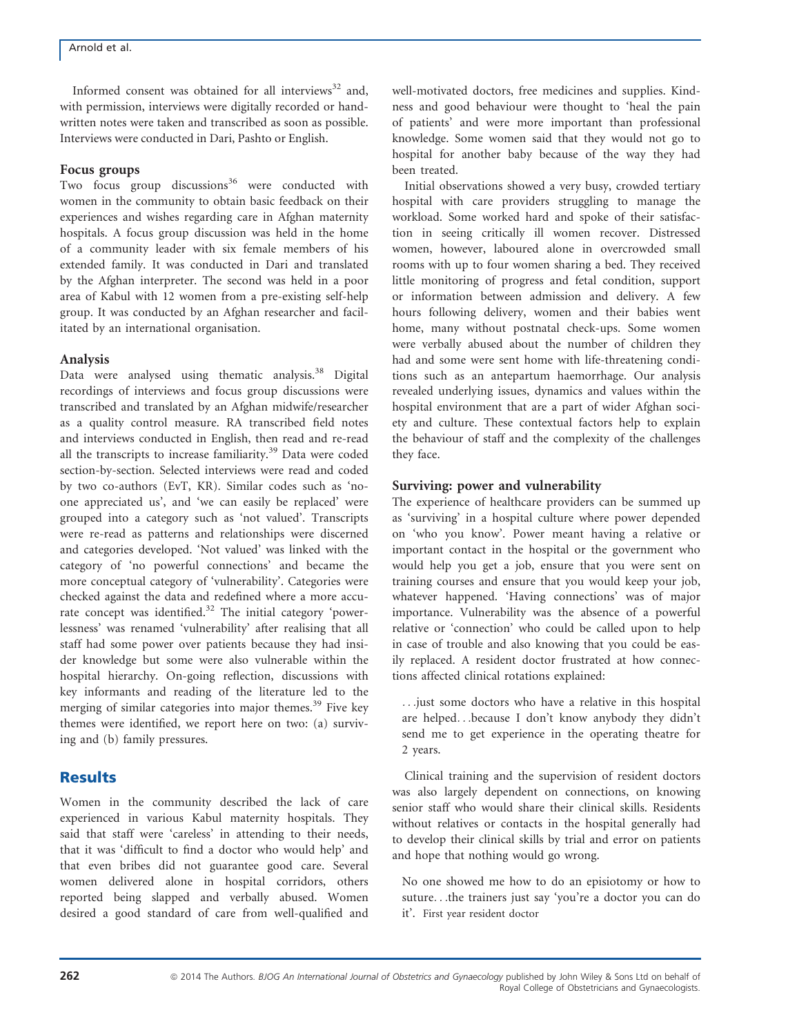Informed consent was obtained for all interviews[32] and, with permission, interviews were digitally recorded or handwritten notes were taken and transcribed as soon as possible. Interviews were conducted in Dari, Pashto or English.

### Focus groups

Two focus group discussions[36] were conducted with women in the community to obtain basic feedback on their experiences and wishes regarding care in Afghan maternity hospitals. A focus group discussion was held in the home of a community leader with six female members of his extended family. It was conducted in Dari and translated by the Afghan interpreter. The second was held in a poor area of Kabul with 12 women from a pre-existing self-help group. It was conducted by an Afghan researcher and facilitated by an international organisation.

### Analysis

Data were analysed using thematic analysis.[38] Digital recordings of interviews and focus group discussions were transcribed and translated by an Afghan midwife/researcher as a quality control measure. RA transcribed field notes and interviews conducted in English, then read and re-read all the transcripts to increase familiarity.[39] Data were coded section-by-section. Selected interviews were read and coded by two co-authors (EvT, KR). Similar codes such as 'no-one appreciated us', and 'we can easily be replaced' were grouped into a category such as 'not valued'. Transcripts were re-read as patterns and relationships were discerned and categories developed. 'Not valued' was linked with the category of 'no powerful connections' and became the more conceptual category of 'vulnerability'. Categories were checked against the data and redefined where a more accurate concept was identified.[32] The initial category 'powerlessness' was renamed 'vulnerability' after realising that all staff had some power over patients because they had insider knowledge but some were also vulnerable within the hospital hierarchy. On-going reflection, discussions with key informants and reading of the literature led to the merging of similar categories into major themes.[39] Five key themes were identified, we report here on two: (a) surviving and (b) family pressures.

## Results

Women in the community described the lack of care experienced in various Kabul maternity hospitals. They said that staff were 'careless' in attending to their needs, that it was 'difficult to find a doctor who would help' and that even bribes did not guarantee good care. Several women delivered alone in hospital corridors, others reported being slapped and verbally abused. Women desired a good standard of care from well-qualified and well-motivated doctors, free medicines and supplies. Kindness and good behaviour were thought to 'heal the pain of patients' and were more important than professional knowledge. Some women said that they would not go to hospital for another baby because of the way they had been treated.

Initial observations showed a very busy, crowded tertiary hospital with care providers struggling to manage the workload. Some worked hard and spoke of their satisfaction in seeing critically ill women recover. Distressed women, however, laboured alone in overcrowded small rooms with up to four women sharing a bed. They received little monitoring of progress and fetal condition, support or information between admission and delivery. A few hours following delivery, women and their babies went home, many without postnatal check-ups. Some women were verbally abused about the number of children they had and some were sent home with life-threatening conditions such as an antepartum haemorrhage. Our analysis revealed underlying issues, dynamics and values within the hospital environment that are a part of wider Afghan society and culture. These contextual factors help to explain the behaviour of staff and the complexity of the challenges they face.

### Surviving: power and vulnerability

The experience of healthcare providers can be summed up as 'surviving' in a hospital culture where power depended on 'who you know'. Power meant having a relative or important contact in the hospital or the government who would help you get a job, ensure that you were sent on training courses and ensure that you would keep your job, whatever happened. 'Having connections' was of major importance. Vulnerability was the absence of a powerful relative or 'connection' who could be called upon to help in case of trouble and also knowing that you could be easily replaced. A resident doctor frustrated at how connections affected clinical rotations explained:

> …just some doctors who have a relative in this hospital are helped…because I don't know anybody they didn't send me to get experience in the operating theatre for 2 years.

Clinical training and the supervision of resident doctors was also largely dependent on connections, on knowing senior staff who would share their clinical skills. Residents without relatives or contacts in the hospital generally had to develop their clinical skills by trial and error on patients and hope that nothing would go wrong.

> No one showed me how to do an episiotomy or how to suture…the trainers just say 'you're a doctor you can do it'. First year resident doctor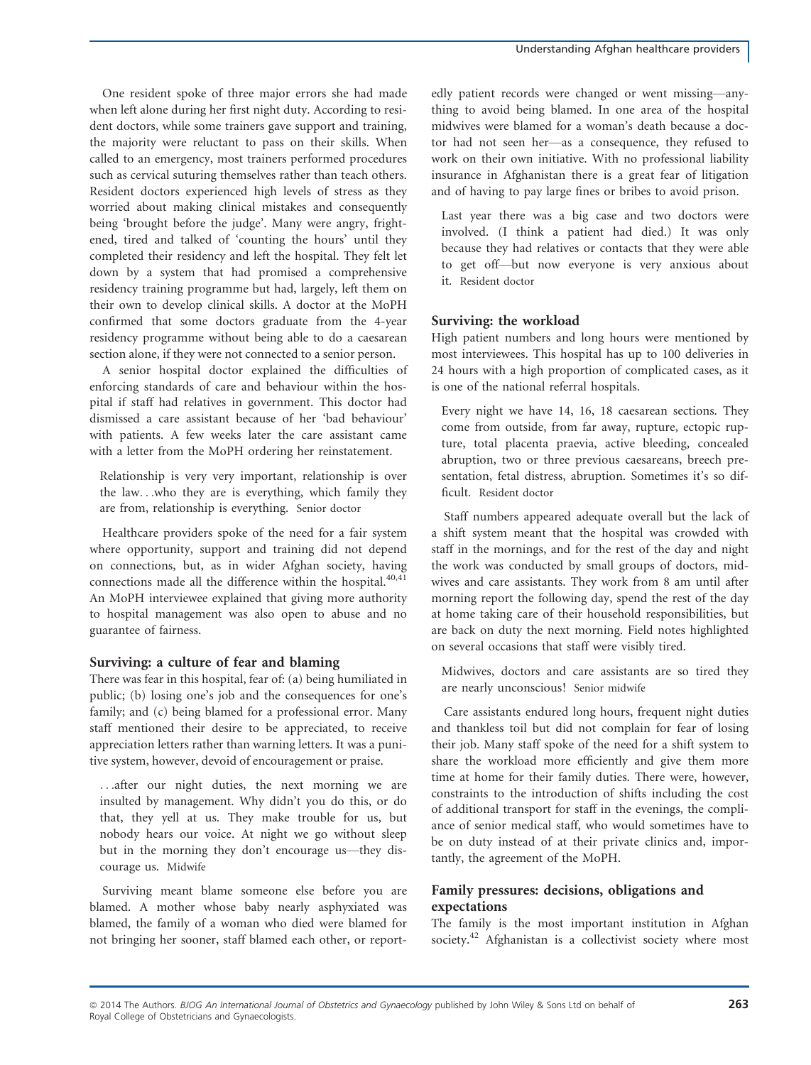One resident spoke of three major errors she had made when left alone during her first night duty. According to resident doctors, while some trainers gave support and training, the majority were reluctant to pass on their skills. When called to an emergency, most trainers performed procedures such as cervical suturing themselves rather than teach others. Resident doctors experienced high levels of stress as they worried about making clinical mistakes and consequently being 'brought before the judge'. Many were angry, frightened, tired and talked of 'counting the hours' until they completed their residency and left the hospital. They felt let down by a system that had promised a comprehensive residency training programme but had, largely, left them on their own to develop clinical skills. A doctor at the MoPH confirmed that some doctors graduate from the 4-year residency programme without being able to do a caesarean section alone, if they were not connected to a senior person.

A senior hospital doctor explained the difficulties of enforcing standards of care and behaviour within the hospital if staff had relatives in government. This doctor had dismissed a care assistant because of her 'bad behaviour' with patients. A few weeks later the care assistant came with a letter from the MoPH ordering her reinstatement.

> Relationship is very very important, relationship is over the law…who they are is everything, which family they are from, relationship is everything. Senior doctor

Healthcare providers spoke of the need for a fair system where opportunity, support and training did not depend on connections, but, as in wider Afghan society, having connections made all the difference within the hospital.[40,41] An MoPH interviewee explained that giving more authority to hospital management was also open to abuse and no guarantee of fairness.

### Surviving: a culture of fear and blaming

There was fear in this hospital, fear of: (a) being humiliated in public; (b) losing one's job and the consequences for one's family; and (c) being blamed for a professional error. Many staff mentioned their desire to be appreciated, to receive appreciation letters rather than warning letters. It was a punitive system, however, devoid of encouragement or praise.

> …after our night duties, the next morning we are insulted by management. Why didn't you do this, or do that, they yell at us. They make trouble for us, but nobody hears our voice. At night we go without sleep but in the morning they don't encourage us—they discourage us. Midwife

Surviving meant blame someone else before you are blamed. A mother whose baby nearly asphyxiated was blamed, the family of a woman who died were blamed for not bringing her sooner, staff blamed each other, or reportedly patient records were changed or went missing—anything to avoid being blamed. In one area of the hospital midwives were blamed for a woman's death because a doctor had not seen her—as a consequence, they refused to work on their own initiative. With no professional liability insurance in Afghanistan there is a great fear of litigation and of having to pay large fines or bribes to avoid prison.

> Last year there was a big case and two doctors were involved. (I think a patient had died.) It was only because they had relatives or contacts that they were able to get off—but now everyone is very anxious about it. Resident doctor

### Surviving: the workload

High patient numbers and long hours were mentioned by most interviewees. This hospital has up to 100 deliveries in 24 hours with a high proportion of complicated cases, as it is one of the national referral hospitals.

> Every night we have 14, 16, 18 caesarean sections. They come from outside, from far away, rupture, ectopic rupture, total placenta praevia, active bleeding, concealed abruption, two or three previous caesareans, breech presentation, fetal distress, abruption. Sometimes it's so difficult. Resident doctor

Staff numbers appeared adequate overall but the lack of a shift system meant that the hospital was crowded with staff in the mornings, and for the rest of the day and night the work was conducted by small groups of doctors, midwives and care assistants. They work from 8 am until after morning report the following day, spend the rest of the day at home taking care of their household responsibilities, but are back on duty the next morning. Field notes highlighted on several occasions that staff were visibly tired.

> Midwives, doctors and care assistants are so tired they are nearly unconscious! Senior midwife

Care assistants endured long hours, frequent night duties and thankless toil but did not complain for fear of losing their job. Many staff spoke of the need for a shift system to share the workload more efficiently and give them more time at home for their family duties. There were, however, constraints to the introduction of shifts including the cost of additional transport for staff in the evenings, the compliance of senior medical staff, who would sometimes have to be on duty instead of at their private clinics and, importantly, the agreement of the MoPH.

### Family pressures: decisions, obligations and expectations

The family is the most important institution in Afghan society.[42] Afghanistan is a collectivist society where most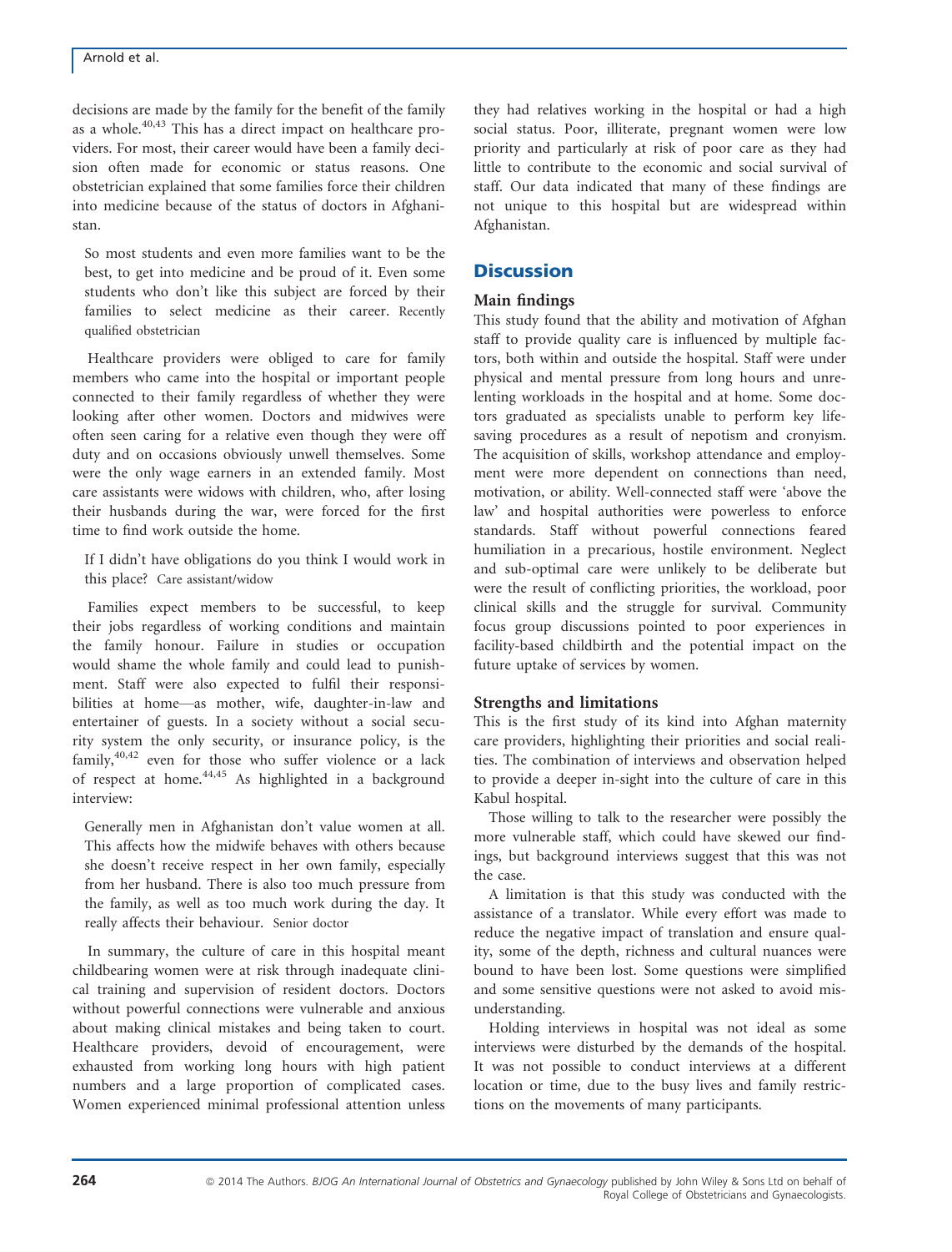decisions are made by the family for the benefit of the family as a whole.[40,43] This has a direct impact on healthcare providers. For most, their career would have been a family decision often made for economic or status reasons. One obstetrician explained that some families force their children into medicine because of the status of doctors in Afghanistan.

> So most students and even more families want to be the best, to get into medicine and be proud of it. Even some students who don't like this subject are forced by their families to select medicine as their career. Recently qualified obstetrician

Healthcare providers were obliged to care for family members who came into the hospital or important people connected to their family regardless of whether they were looking after other women. Doctors and midwives were often seen caring for a relative even though they were off duty and on occasions obviously unwell themselves. Some were the only wage earners in an extended family. Most care assistants were widows with children, who, after losing their husbands during the war, were forced for the first time to find work outside the home.

> If I didn't have obligations do you think I would work in this place? Care assistant/widow

Families expect members to be successful, to keep their jobs regardless of working conditions and maintain the family honour. Failure in studies or occupation would shame the whole family and could lead to punishment. Staff were also expected to fulfil their responsibilities at home—as mother, wife, daughter-in-law and entertainer of guests. In a society without a social security system the only security, or insurance policy, is the family,[40,42] even for those who suffer violence or a lack of respect at home.[44,45] As highlighted in a background interview:

> Generally men in Afghanistan don't value women at all. This affects how the midwife behaves with others because she doesn't receive respect in her own family, especially from her husband. There is also too much pressure from the family, as well as too much work during the day. It really affects their behaviour. Senior doctor

In summary, the culture of care in this hospital meant childbearing women were at risk through inadequate clinical training and supervision of resident doctors. Doctors without powerful connections were vulnerable and anxious about making clinical mistakes and being taken to court. Healthcare providers, devoid of encouragement, were exhausted from working long hours with high patient numbers and a large proportion of complicated cases. Women experienced minimal professional attention unless they had relatives working in the hospital or had a high social status. Poor, illiterate, pregnant women were low priority and particularly at risk of poor care as they had little to contribute to the economic and social survival of staff. Our data indicated that many of these findings are not unique to this hospital but are widespread within Afghanistan.

## Discussion

### Main findings

This study found that the ability and motivation of Afghan staff to provide quality care is influenced by multiple factors, both within and outside the hospital. Staff were under physical and mental pressure from long hours and unrelenting workloads in the hospital and at home. Some doctors graduated as specialists unable to perform key lifesaving procedures as a result of nepotism and cronyism. The acquisition of skills, workshop attendance and employment were more dependent on connections than need, motivation, or ability. Well-connected staff were 'above the law' and hospital authorities were powerless to enforce standards. Staff without powerful connections feared humiliation in a precarious, hostile environment. Neglect and sub-optimal care were unlikely to be deliberate but were the result of conflicting priorities, the workload, poor clinical skills and the struggle for survival. Community focus group discussions pointed to poor experiences in facility-based childbirth and the potential impact on the future uptake of services by women.

### Strengths and limitations

This is the first study of its kind into Afghan maternity care providers, highlighting their priorities and social realities. The combination of interviews and observation helped to provide a deeper in-sight into the culture of care in this Kabul hospital.

Those willing to talk to the researcher were possibly the more vulnerable staff, which could have skewed our findings, but background interviews suggest that this was not the case.

A limitation is that this study was conducted with the assistance of a translator. While every effort was made to reduce the negative impact of translation and ensure quality, some of the depth, richness and cultural nuances were bound to have been lost. Some questions were simplified and some sensitive questions were not asked to avoid misunderstanding.

Holding interviews in hospital was not ideal as some interviews were disturbed by the demands of the hospital. It was not possible to conduct interviews at a different location or time, due to the busy lives and family restrictions on the movements of many participants.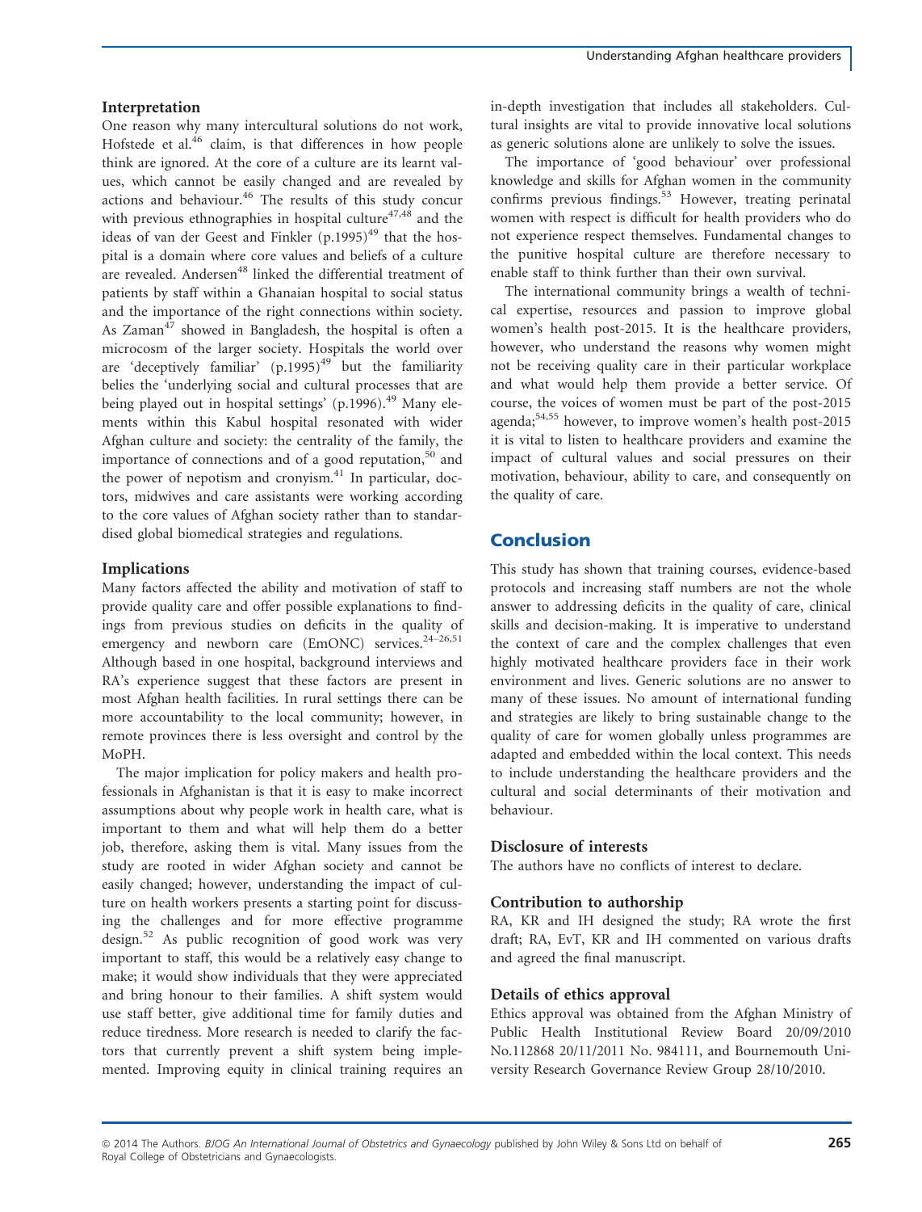### Interpretation

One reason why many intercultural solutions do not work, Hofstede et al.[46] claim, is that differences in how people think are ignored. At the core of a culture are its learnt values, which cannot be easily changed and are revealed by actions and behaviour.[46] The results of this study concur with previous ethnographies in hospital culture[47,48] and the ideas of van der Geest and Finkler (p.1995)[49] that the hospital is a domain where core values and beliefs of a culture are revealed. Andersen[48] linked the differential treatment of patients by staff within a Ghanaian hospital to social status and the importance of the right connections within society. As Zaman[47] showed in Bangladesh, the hospital is often a microcosm of the larger society. Hospitals the world over are 'deceptively familiar' (p.1995)[49] but the familiarity belies the 'underlying social and cultural processes that are being played out in hospital settings' (p.1996).[49] Many elements within this Kabul hospital resonated with wider Afghan culture and society: the centrality of the family, the importance of connections and of a good reputation,[50] and the power of nepotism and cronyism.[41] In particular, doctors, midwives and care assistants were working according to the core values of Afghan society rather than to standardised global biomedical strategies and regulations.

### Implications

Many factors affected the ability and motivation of staff to provide quality care and offer possible explanations to findings from previous studies on deficits in the quality of emergency and newborn care (EmONC) services.[24–26,51] Although based in one hospital, background interviews and RA's experience suggest that these factors are present in most Afghan health facilities. In rural settings there can be more accountability to the local community; however, in remote provinces there is less oversight and control by the MoPH.

The major implication for policy makers and health professionals in Afghanistan is that it is easy to make incorrect assumptions about why people work in health care, what is important to them and what will help them do a better job, therefore, asking them is vital. Many issues from the study are rooted in wider Afghan society and cannot be easily changed; however, understanding the impact of culture on health workers presents a starting point for discussing the challenges and for more effective programme design.[52] As public recognition of good work was very important to staff, this would be a relatively easy change to make; it would show individuals that they were appreciated and bring honour to their families. A shift system would use staff better, give additional time for family duties and reduce tiredness. More research is needed to clarify the factors that currently prevent a shift system being implemented. Improving equity in clinical training requires an in-depth investigation that includes all stakeholders. Cultural insights are vital to provide innovative local solutions as generic solutions alone are unlikely to solve the issues.

The importance of 'good behaviour' over professional knowledge and skills for Afghan women in the community confirms previous findings.[53] However, treating perinatal women with respect is difficult for health providers who do not experience respect themselves. Fundamental changes to the punitive hospital culture are therefore necessary to enable staff to think further than their own survival.

The international community brings a wealth of technical expertise, resources and passion to improve global women's health post-2015. It is the healthcare providers, however, who understand the reasons why women might not be receiving quality care in their particular workplace and what would help them provide a better service. Of course, the voices of women must be part of the post-2015 agenda;[54,55] however, to improve women's health post-2015 it is vital to listen to healthcare providers and examine the impact of cultural values and social pressures on their motivation, behaviour, ability to care, and consequently on the quality of care.

## Conclusion

This study has shown that training courses, evidence-based protocols and increasing staff numbers are not the whole answer to addressing deficits in the quality of care, clinical skills and decision-making. It is imperative to understand the context of care and the complex challenges that even highly motivated healthcare providers face in their work environment and lives. Generic solutions are no answer to many of these issues. No amount of international funding and strategies are likely to bring sustainable change to the quality of care for women globally unless programmes are adapted and embedded within the local context. This needs to include understanding the healthcare providers and the cultural and social determinants of their motivation and behaviour.

### Disclosure of interests

The authors have no conflicts of interest to declare.

### Contribution to authorship

RA, KR and IH designed the study; RA wrote the first draft; RA, EvT, KR and IH commented on various drafts and agreed the final manuscript.

### Details of ethics approval

Ethics approval was obtained from the Afghan Ministry of Public Health Institutional Review Board 20/09/2010 No.112868 20/11/2011 No. 984111, and Bournemouth University Research Governance Review Group 28/10/2010.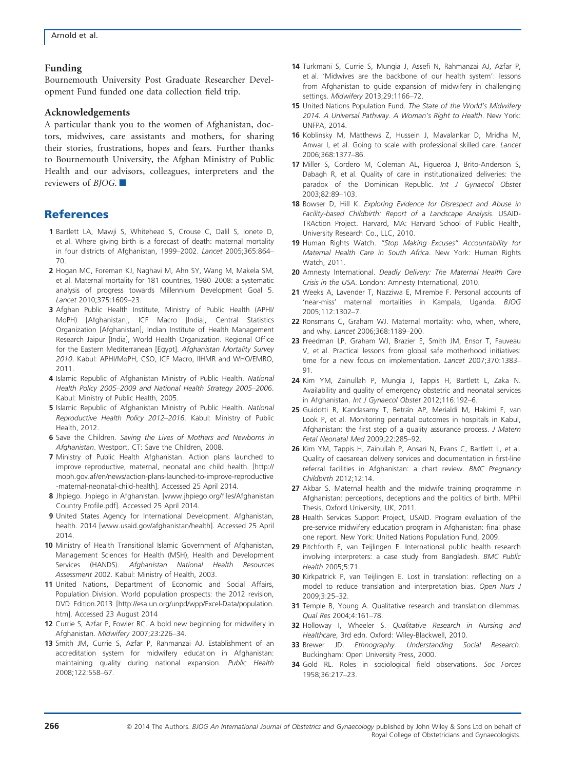### Funding

Bournemouth University Post Graduate Researcher Development Fund funded one data collection field trip.

### Acknowledgements

A particular thank you to the women of Afghanistan, doctors, midwives, care assistants and mothers, for sharing their stories, frustrations, hopes and fears. Further thanks to Bournemouth University, the Afghan Ministry of Public Health and our advisors, colleagues, interpreters and the reviewers of *BJOG*. ■

## References

1 Bartlett LA, Mawji S, Whitehead S, Crouse C, Dalil S, Ionete D, et al. Where giving birth is a forecast of death: maternal mortality in four districts of Afghanistan, 1999–2002. *Lancet* 2005;365:864–70.

2 Hogan MC, Foreman KJ, Naghavi M, Ahn SY, Wang M, Makela SM, et al. Maternal mortality for 181 countries, 1980–2008: a systematic analysis of progress towards Millennium Development Goal 5. *Lancet* 2010;375:1609–23.

3 Afghan Public Health Institute, Ministry of Public Health (APHI/MoPH) [Afghanistan], ICF Macro [India], Central Statistics Organization [Afghanistan], Indian Institute of Health Management Research Jaipur [India], World Health Organization. Regional Office for the Eastern Mediterranean [Egypt]. *Afghanistan Mortality Survey 2010*. Kabul: APHI/MoPH, CSO, ICF Macro, IIHMR and WHO/EMRO, 2011.

4 Islamic Republic of Afghanistan Ministry of Public Health. *National Health Policy 2005–2009 and National Health Strategy 2005–2006*. Kabul: Ministry of Public Health, 2005.

5 Islamic Republic of Afghanistan Ministry of Public Health. *National Reproductive Health Policy 2012–2016*. Kabul: Ministry of Public Health, 2012.

6 Save the Children. *Saving the Lives of Mothers and Newborns in Afghanistan*. Westport, CT: Save the Children, 2008.

7 Ministry of Public Health Afghanistan. Action plans launched to improve reproductive, maternal, neonatal and child health. [http://moph.gov.af/en/news/action-plans-launched-to-improve-reproductive-maternal-neonatal-child-health]. Accessed 25 April 2014.

8 Jhpiego. Jhpiego in Afghanistan. [www.jhpiego.org/files/Afghanistan Country Profile.pdf]. Accessed 25 April 2014.

9 United States Agency for International Development. Afghanistan, health. 2014 [www.usaid.gov/afghanistan/health]. Accessed 25 April 2014.

10 Ministry of Health Transitional Islamic Government of Afghanistan, Management Sciences for Health (MSH), Health and Development Services (HANDS). *Afghanistan National Health Resources Assessment* 2002. Kabul: Ministry of Health, 2003.

11 United Nations, Department of Economic and Social Affairs, Population Division. World population prospects: the 2012 revision, DVD Edition.2013 [http://esa.un.org/unpd/wpp/Excel-Data/population.htm]. Accessed 23 August 2014

12 Currie S, Azfar P, Fowler RC. A bold new beginning for midwifery in Afghanistan. *Midwifery* 2007;23:226–34.

13 Smith JM, Currie S, Azfar P, Rahmanzai AJ. Establishment of an accreditation system for midwifery education in Afghanistan: maintaining quality during national expansion. *Public Health* 2008;122:558–67.

14 Turkmani S, Currie S, Mungia J, Assefi N, Rahmanzai AJ, Azfar P, et al. 'Midwives are the backbone of our health system': lessons from Afghanistan to guide expansion of midwifery in challenging settings. *Midwifery* 2013;29:1166–72.

15 United Nations Population Fund. *The State of the World's Midwifery 2014. A Universal Pathway. A Woman's Right to Health*. New York: UNFPA, 2014.

16 Koblinsky M, Matthews Z, Hussein J, Mavalankar D, Mridha M, Anwar I, et al. Going to scale with professional skilled care. *Lancet* 2006;368:1377–86.

17 Miller S, Cordero M, Coleman AL, Figueroa J, Brito-Anderson S, Dabagh R, et al. Quality of care in institutionalized deliveries: the paradox of the Dominican Republic. *Int J Gynaecol Obstet* 2003;82:89–103.

18 Bowser D, Hill K. *Exploring Evidence for Disrespect and Abuse in Facility-based Childbirth: Report of a Landscape Analysis*. USAID-TRAction Project. Harvard, MA: Harvard School of Public Health, University Research Co., LLC, 2010.

19 Human Rights Watch. *"Stop Making Excuses" Accountability for Maternal Health Care in South Africa*. New York: Human Rights Watch, 2011.

20 Amnesty International. *Deadly Delivery: The Maternal Health Care Crisis in the USA*. London: Amnesty International, 2010.

21 Weeks A, Lavender T, Nazziwa E, Mirembe F. Personal accounts of 'near-miss' maternal mortalities in Kampala, Uganda. *BJOG* 2005;112:1302–7.

22 Ronsmans C, Graham WJ. Maternal mortality: who, when, where, and why. *Lancet* 2006;368:1189–200.

23 Freedman LP, Graham WJ, Brazier E, Smith JM, Ensor T, Fauveau V, et al. Practical lessons from global safe motherhood initiatives: time for a new focus on implementation. *Lancet* 2007;370:1383–91.

24 Kim YM, Zainullah P, Mungia J, Tappis H, Bartlett L, Zaka N. Availability and quality of emergency obstetric and neonatal services in Afghanistan. *Int J Gynaecol Obstet* 2012;116:192–6.

25 Guidotti R, Kandasamy T, Betrán AP, Merialdi M, Hakimi F, van Look P, et al. Monitoring perinatal outcomes in hospitals in Kabul, Afghanistan: the first step of a quality assurance process. *J Matern Fetal Neonatal Med* 2009;22:285–92.

26 Kim YM, Tappis H, Zainullah P, Ansari N, Evans C, Bartlett L, et al. Quality of caesarean delivery services and documentation in first-line referral facilities in Afghanistan: a chart review. *BMC Pregnancy Childbirth* 2012;12:14.

27 Akbar S. Maternal health and the midwife training programme in Afghanistan: perceptions, deceptions and the politics of birth. MPhil Thesis, Oxford University, UK, 2011.

28 Health Services Support Project, USAID. Program evaluation of the pre-service midwifery education program in Afghanistan: final phase one report. New York: United Nations Population Fund, 2009.

29 Pitchforth E, van Teijlingen E. International public health research involving interpreters: a case study from Bangladesh. *BMC Public Health* 2005;5:71.

30 Kirkpatrick P, van Teijlingen E. Lost in translation: reflecting on a model to reduce translation and interpretation bias. *Open Nurs J* 2009;3:25–32.

31 Temple B, Young A. Qualitative research and translation dilemmas. *Qual Res* 2004;4:161–78.

32 Holloway I, Wheeler S. *Qualitative Research in Nursing and Healthcare*, 3rd edn. Oxford: Wiley-Blackwell, 2010.

33 Brewer JD. *Ethnography. Understanding Social Research*. Buckingham: Open University Press, 2000.

34 Gold RL. Roles in sociological field observations. *Soc Forces* 1958;36:217–23.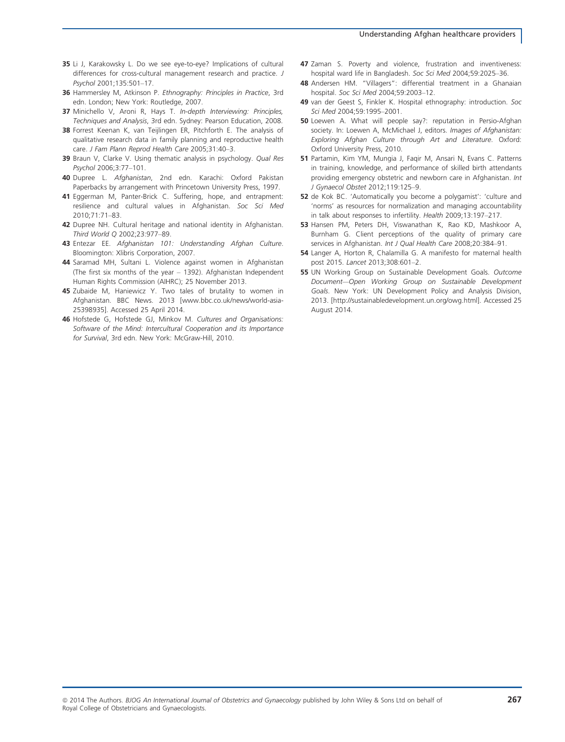35 Li J, Karakowsky L. Do we see eye-to-eye? Implications of cultural differences for cross-cultural management research and practice. *J Psychol* 2001;135:501–17.

36 Hammersley M, Atkinson P. *Ethnography: Principles in Practice*, 3rd edn. London; New York: Routledge, 2007.

37 Minichello V, Aroni R, Hays T. *In-depth Interviewing: Principles, Techniques and Analysis*, 3rd edn. Sydney: Pearson Education, 2008.

38 Forrest Keenan K, van Teijlingen ER, Pitchforth E. The analysis of qualitative research data in family planning and reproductive health care. *J Fam Plann Reprod Health Care* 2005;31:40–3.

39 Braun V, Clarke V. Using thematic analysis in psychology. *Qual Res Psychol* 2006;3:77–101.

40 Dupree L. *Afghanistan*, 2nd edn. Karachi: Oxford Pakistan Paperbacks by arrangement with Princetown University Press, 1997.

41 Eggerman M, Panter-Brick C. Suffering, hope, and entrapment: resilience and cultural values in Afghanistan. *Soc Sci Med* 2010;71:71–83.

42 Dupree NH. Cultural heritage and national identity in Afghanistan. *Third World Q* 2002;23:977–89.

43 Entezar EE. *Afghanistan 101: Understanding Afghan Culture*. Bloomington: Xlibris Corporation, 2007.

44 Saramad MH, Sultani L. Violence against women in Afghanistan (The first six months of the year – 1392). Afghanistan Independent Human Rights Commission (AIHRC); 25 November 2013.

45 Zubaide M, Haniewicz Y. Two tales of brutality to women in Afghanistan. BBC News. 2013 [www.bbc.co.uk/news/world-asia-25398935]. Accessed 25 April 2014.

46 Hofstede G, Hofstede GJ, Minkov M. *Cultures and Organisations: Software of the Mind: Intercultural Cooperation and its Importance for Survival*, 3rd edn. New York: McGraw-Hill, 2010.

47 Zaman S. Poverty and violence, frustration and inventiveness: hospital ward life in Bangladesh. *Soc Sci Med* 2004;59:2025–36.

48 Andersen HM. "Villagers": differential treatment in a Ghanaian hospital. *Soc Sci Med* 2004;59:2003–12.

49 van der Geest S, Finkler K. Hospital ethnography: introduction. *Soc Sci Med* 2004;59:1995–2001.

50 Loewen A. What will people say?: reputation in Persio-Afghan society. In: Loewen A, McMichael J, editors. *Images of Afghanistan: Exploring Afghan Culture through Art and Literature*. Oxford: Oxford University Press, 2010.

51 Partamin, Kim YM, Mungia J, Faqir M, Ansari N, Evans C. Patterns in training, knowledge, and performance of skilled birth attendants providing emergency obstetric and newborn care in Afghanistan. *Int J Gynaecol Obstet* 2012;119:125–9.

52 de Kok BC. 'Automatically you become a polygamist': 'culture and 'norms' as resources for normalization and managing accountability in talk about responses to infertility. *Health* 2009;13:197–217.

53 Hansen PM, Peters DH, Viswanathan K, Rao KD, Mashkoor A, Burnham G. Client perceptions of the quality of primary care services in Afghanistan. *Int J Qual Health Care* 2008;20:384–91.

54 Langer A, Horton R, Chalamilla G. A manifesto for maternal health post 2015. *Lancet* 2013;308:601–2.

55 UN Working Group on Sustainable Development Goals. *Outcome Document—Open Working Group on Sustainable Development Goals*. New York: UN Development Policy and Analysis Division, 2013. [http://sustainabledevelopment.un.org/owg.html]. Accessed 25 August 2014.